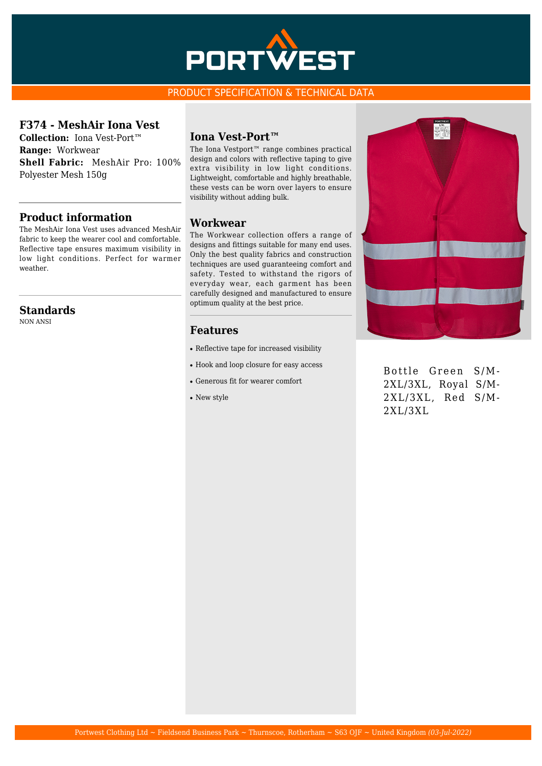PORTWEST

PRODUCT SPECIFICATION & TECHNICAL DATA

## F374 - MeshAir Iona Vest

**Collection:** Iona Vest-Port™
**Range:** Workwear
**Shell Fabric:** MeshAir Pro: 100% Polyester Mesh 150g

## Product information

The MeshAir Iona Vest uses advanced MeshAir fabric to keep the wearer cool and comfortable. Reflective tape ensures maximum visibility in low light conditions. Perfect for warmer weather.

## Standards

NON ANSI

## Iona Vest-Port™

The Iona Vestport™ range combines practical design and colors with reflective taping to give extra visibility in low light conditions. Lightweight, comfortable and highly breathable, these vests can be worn over layers to ensure visibility without adding bulk.

## Workwear

The Workwear collection offers a range of designs and fittings suitable for many end uses. Only the best quality fabrics and construction techniques are used guaranteeing comfort and safety. Tested to withstand the rigors of everyday wear, each garment has been carefully designed and manufactured to ensure optimum quality at the best price.

## Features

- Reflective tape for increased visibility
- Hook and loop closure for easy access
- Generous fit for wearer comfort
- New style

Bottle Green S/M-2XL/3XL, Royal S/M-2XL/3XL, Red S/M-2XL/3XL

Portwest Clothing Ltd ~ Fieldsend Business Park ~ Thurnscoe, Rotherham ~ S63 OJF ~ United Kingdom *(03-Jul-2022)*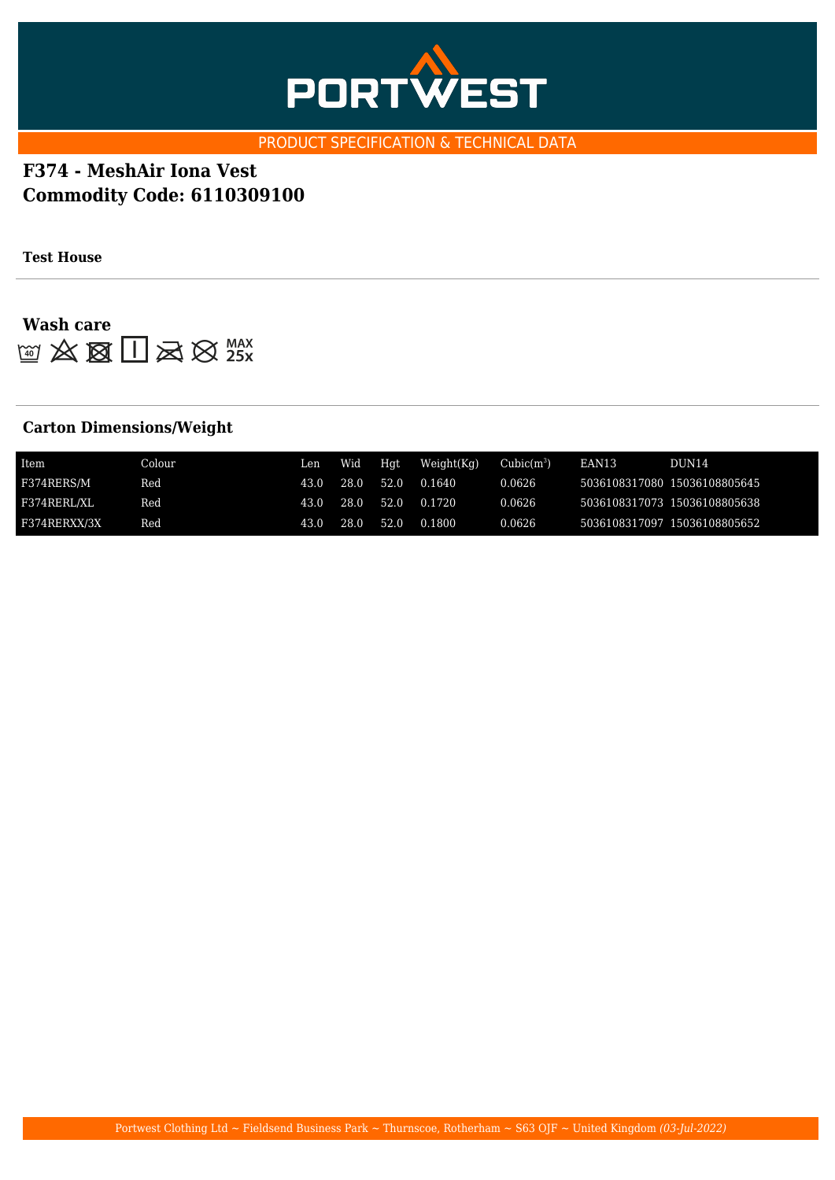PORTWEST

PRODUCT SPECIFICATION & TECHNICAL DATA

## F374 - MeshAir Iona Vest
## Commodity Code: 6110309100

### Test House

### Wash care

MAX 25x

### Carton Dimensions/Weight

| Item | Colour | Len | Wid | Hgt | Weight(Kg) | Cubic($m^3$) | EAN13 | DUN14 |
|---|---|---|---|---|---|---|---|---|
| F374RERS/M | Red | 43.0 | 28.0 | 52.0 | 0.1640 | 0.0626 | 5036108317080 | 15036108805645 |
| F374RERL/XL | Red | 43.0 | 28.0 | 52.0 | 0.1720 | 0.0626 | 5036108317073 | 15036108805638 |
| F374RERXX/3X | Red | 43.0 | 28.0 | 52.0 | 0.1800 | 0.0626 | 5036108317097 | 15036108805652 |

Portwest Clothing Ltd ~ Fieldsend Business Park ~ Thurnscoe, Rotherham ~ S63 OJF ~ United Kingdom *(03-Jul-2022)*